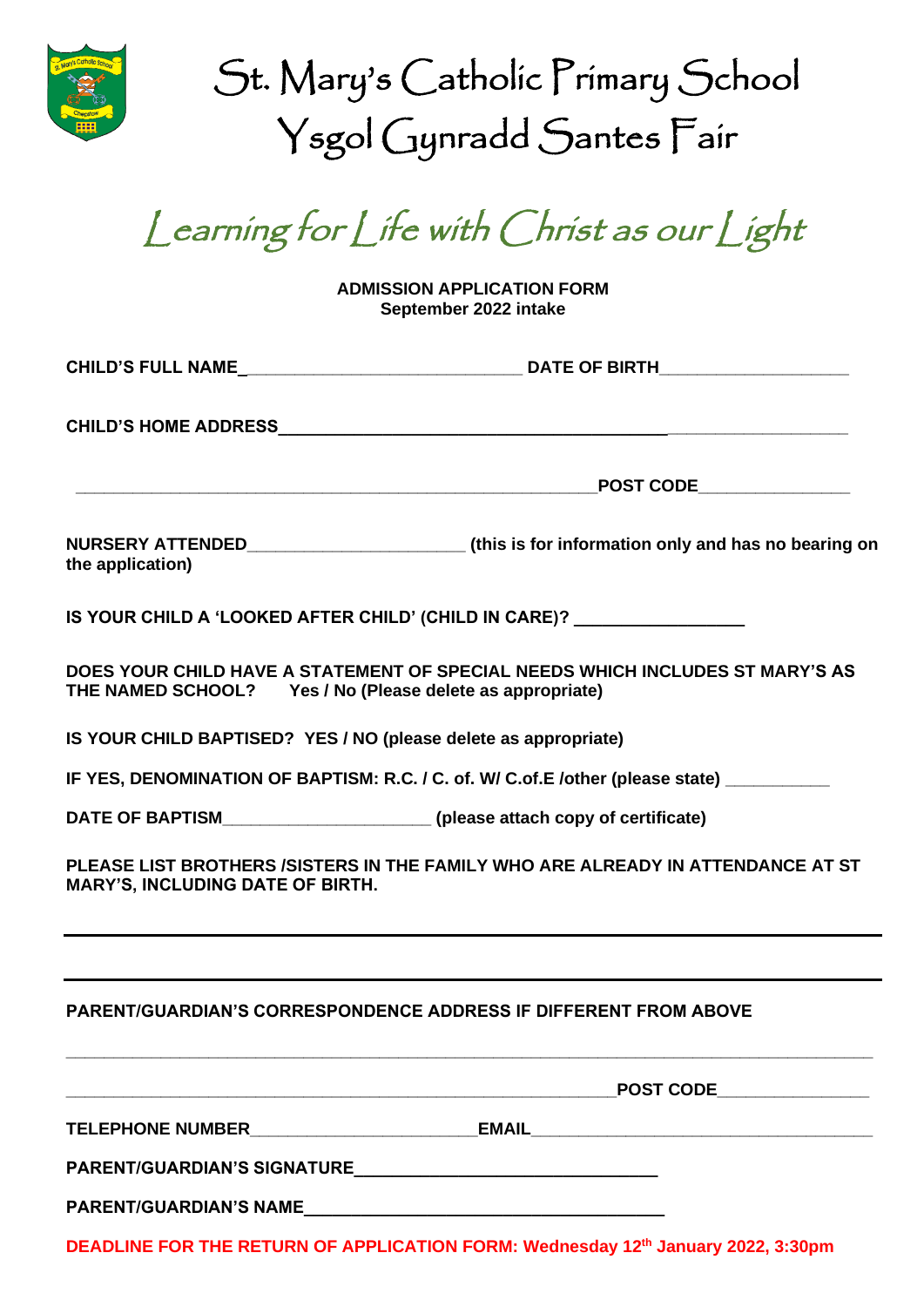# St. Mary's Catholic Primary School
# Ysgol Gynradd Santes Fair

## *Learning for Life with Christ as our Light*

**ADMISSION APPLICATION FORM**
**September 2022 intake**

**CHILD'S FULL NAME**_____________________________ **DATE OF BIRTH**___________________

**CHILD'S HOME ADDRESS**_____________________________________________________________

_________________________________________________________**POST CODE**_______________

**NURSERY ATTENDED**______________________ **(this is for information only and has no bearing on the application)**

**IS YOUR CHILD A 'LOOKED AFTER CHILD' (CHILD IN CARE)?** _________________

**DOES YOUR CHILD HAVE A STATEMENT OF SPECIAL NEEDS WHICH INCLUDES ST MARY'S AS THE NAMED SCHOOL? Yes / No (Please delete as appropriate)**

**IS YOUR CHILD BAPTISED? YES / NO (please delete as appropriate)**

**IF YES, DENOMINATION OF BAPTISM: R.C. / C. of. W/ C.of.E /other (please state)** __________

**DATE OF BAPTISM**_____________________ **(please attach copy of certificate)**

**PLEASE LIST BROTHERS /SISTERS IN THE FAMILY WHO ARE ALREADY IN ATTENDANCE AT ST MARY'S, INCLUDING DATE OF BIRTH.**

_____________________________________________________________________________

_____________________________________________________________________________

**PARENT/GUARDIAN'S CORRESPONDENCE ADDRESS IF DIFFERENT FROM ABOVE**

_____________________________________________________________________________

_________________________________________________________**POST CODE**_______________

**TELEPHONE NUMBER**_______________________**EMAIL**__________________________________

**PARENT/GUARDIAN'S SIGNATURE**______________________________

**PARENT/GUARDIAN'S NAME**____________________________________

**DEADLINE FOR THE RETURN OF APPLICATION FORM: Wednesday 12th January 2022, 3:30pm**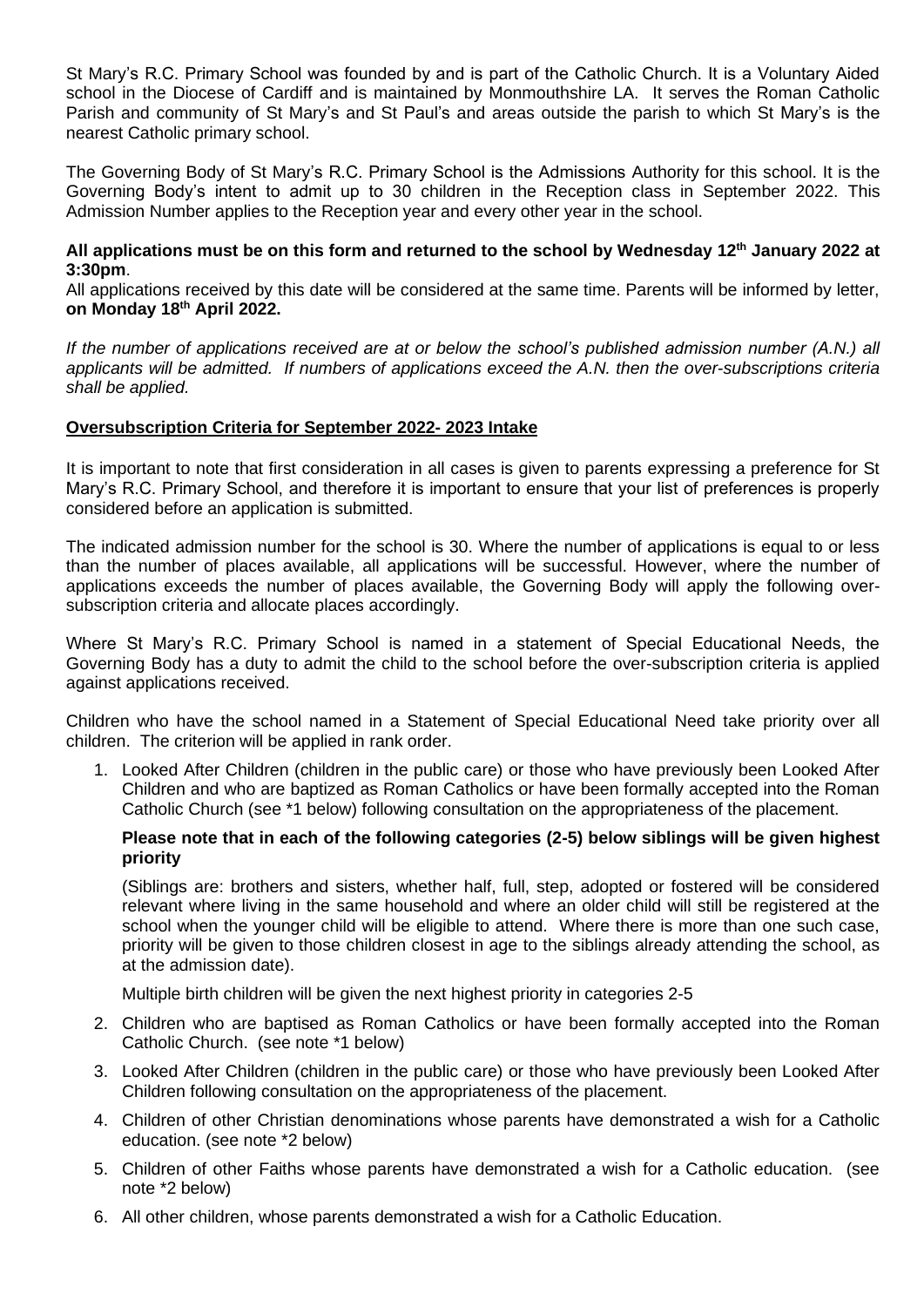St Mary's R.C. Primary School was founded by and is part of the Catholic Church. It is a Voluntary Aided school in the Diocese of Cardiff and is maintained by Monmouthshire LA. It serves the Roman Catholic Parish and community of St Mary's and St Paul's and areas outside the parish to which St Mary's is the nearest Catholic primary school.

The Governing Body of St Mary's R.C. Primary School is the Admissions Authority for this school. It is the Governing Body's intent to admit up to 30 children in the Reception class in September 2022. This Admission Number applies to the Reception year and every other year in the school.

**All applications must be on this form and returned to the school by Wednesday 12th January 2022 at 3:30pm**.

All applications received by this date will be considered at the same time. Parents will be informed by letter, **on Monday 18th April 2022.**

*If the number of applications received are at or below the school's published admission number (A.N.) all applicants will be admitted. If numbers of applications exceed the A.N. then the over-subscriptions criteria shall be applied.*

**Oversubscription Criteria for September 2022- 2023 Intake**

It is important to note that first consideration in all cases is given to parents expressing a preference for St Mary's R.C. Primary School, and therefore it is important to ensure that your list of preferences is properly considered before an application is submitted.

The indicated admission number for the school is 30. Where the number of applications is equal to or less than the number of places available, all applications will be successful. However, where the number of applications exceeds the number of places available, the Governing Body will apply the following over-subscription criteria and allocate places accordingly.

Where St Mary's R.C. Primary School is named in a statement of Special Educational Needs, the Governing Body has a duty to admit the child to the school before the over-subscription criteria is applied against applications received.

Children who have the school named in a Statement of Special Educational Need take priority over all children. The criterion will be applied in rank order.

1. Looked After Children (children in the public care) or those who have previously been Looked After Children and who are baptized as Roman Catholics or have been formally accepted into the Roman Catholic Church (see *1 below) following consultation on the appropriateness of the placement.

   **Please note that in each of the following categories (2-5) below siblings will be given highest priority**

   (Siblings are: brothers and sisters, whether half, full, step, adopted or fostered will be considered relevant where living in the same household and where an older child will still be registered at the school when the younger child will be eligible to attend. Where there is more than one such case, priority will be given to those children closest in age to the siblings already attending the school, as at the admission date).

   Multiple birth children will be given the next highest priority in categories 2-5

2. Children who are baptised as Roman Catholics or have been formally accepted into the Roman Catholic Church. (see note *1 below)
3. Looked After Children (children in the public care) or those who have previously been Looked After Children following consultation on the appropriateness of the placement.
4. Children of other Christian denominations whose parents have demonstrated a wish for a Catholic education. (see note *2 below)
5. Children of other Faiths whose parents have demonstrated a wish for a Catholic education. (see note *2 below)
6. All other children, whose parents demonstrated a wish for a Catholic Education.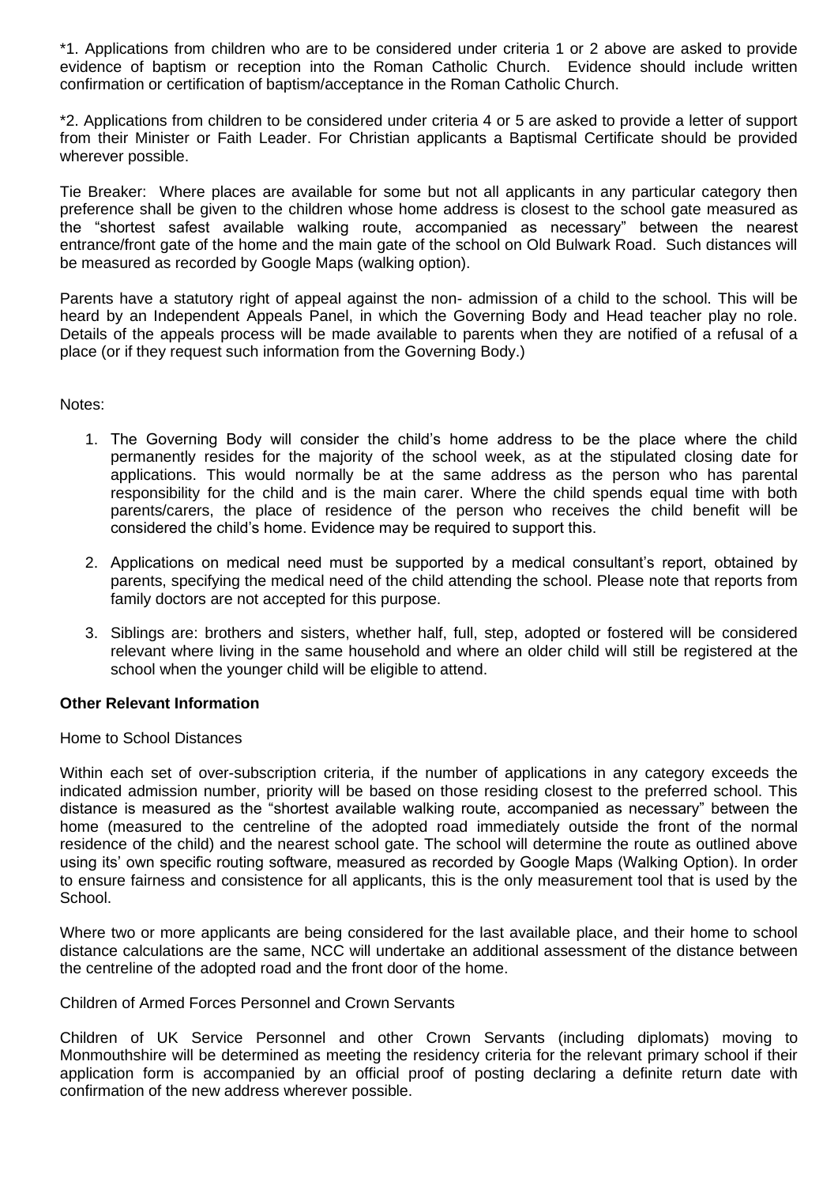*1. Applications from children who are to be considered under criteria 1 or 2 above are asked to provide evidence of baptism or reception into the Roman Catholic Church. Evidence should include written confirmation or certification of baptism/acceptance in the Roman Catholic Church.

*2. Applications from children to be considered under criteria 4 or 5 are asked to provide a letter of support from their Minister or Faith Leader. For Christian applicants a Baptismal Certificate should be provided wherever possible.

Tie Breaker: Where places are available for some but not all applicants in any particular category then preference shall be given to the children whose home address is closest to the school gate measured as the "shortest safest available walking route, accompanied as necessary" between the nearest entrance/front gate of the home and the main gate of the school on Old Bulwark Road. Such distances will be measured as recorded by Google Maps (walking option).

Parents have a statutory right of appeal against the non- admission of a child to the school. This will be heard by an Independent Appeals Panel, in which the Governing Body and Head teacher play no role. Details of the appeals process will be made available to parents when they are notified of a refusal of a place (or if they request such information from the Governing Body.)

Notes:

1. The Governing Body will consider the child's home address to be the place where the child permanently resides for the majority of the school week, as at the stipulated closing date for applications. This would normally be at the same address as the person who has parental responsibility for the child and is the main carer. Where the child spends equal time with both parents/carers, the place of residence of the person who receives the child benefit will be considered the child's home. Evidence may be required to support this.

2. Applications on medical need must be supported by a medical consultant's report, obtained by parents, specifying the medical need of the child attending the school. Please note that reports from family doctors are not accepted for this purpose.

3. Siblings are: brothers and sisters, whether half, full, step, adopted or fostered will be considered relevant where living in the same household and where an older child will still be registered at the school when the younger child will be eligible to attend.

**Other Relevant Information**

Home to School Distances

Within each set of over-subscription criteria, if the number of applications in any category exceeds the indicated admission number, priority will be based on those residing closest to the preferred school. This distance is measured as the "shortest available walking route, accompanied as necessary" between the home (measured to the centreline of the adopted road immediately outside the front of the normal residence of the child) and the nearest school gate. The school will determine the route as outlined above using its' own specific routing software, measured as recorded by Google Maps (Walking Option). In order to ensure fairness and consistence for all applicants, this is the only measurement tool that is used by the School.

Where two or more applicants are being considered for the last available place, and their home to school distance calculations are the same, NCC will undertake an additional assessment of the distance between the centreline of the adopted road and the front door of the home.

Children of Armed Forces Personnel and Crown Servants

Children of UK Service Personnel and other Crown Servants (including diplomats) moving to Monmouthshire will be determined as meeting the residency criteria for the relevant primary school if their application form is accompanied by an official proof of posting declaring a definite return date with confirmation of the new address wherever possible.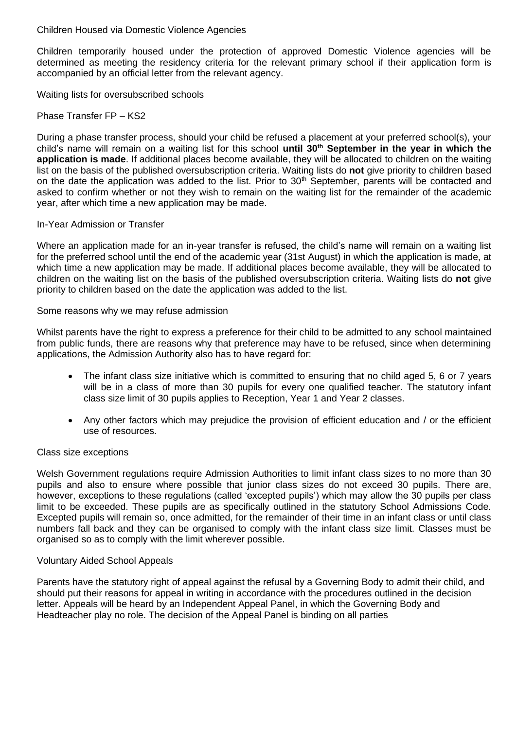Children Housed via Domestic Violence Agencies

Children temporarily housed under the protection of approved Domestic Violence agencies will be determined as meeting the residency criteria for the relevant primary school if their application form is accompanied by an official letter from the relevant agency.

Waiting lists for oversubscribed schools

Phase Transfer FP – KS2

During a phase transfer process, should your child be refused a placement at your preferred school(s), your child's name will remain on a waiting list for this school **until 30th September in the year in which the application is made**. If additional places become available, they will be allocated to children on the waiting list on the basis of the published oversubscription criteria. Waiting lists do **not** give priority to children based on the date the application was added to the list. Prior to 30th September, parents will be contacted and asked to confirm whether or not they wish to remain on the waiting list for the remainder of the academic year, after which time a new application may be made.

In-Year Admission or Transfer

Where an application made for an in-year transfer is refused, the child's name will remain on a waiting list for the preferred school until the end of the academic year (31st August) in which the application is made, at which time a new application may be made. If additional places become available, they will be allocated to children on the waiting list on the basis of the published oversubscription criteria. Waiting lists do **not** give priority to children based on the date the application was added to the list.

Some reasons why we may refuse admission

Whilst parents have the right to express a preference for their child to be admitted to any school maintained from public funds, there are reasons why that preference may have to be refused, since when determining applications, the Admission Authority also has to have regard for:

- The infant class size initiative which is committed to ensuring that no child aged 5, 6 or 7 years will be in a class of more than 30 pupils for every one qualified teacher. The statutory infant class size limit of 30 pupils applies to Reception, Year 1 and Year 2 classes.
- Any other factors which may prejudice the provision of efficient education and / or the efficient use of resources.

Class size exceptions

Welsh Government regulations require Admission Authorities to limit infant class sizes to no more than 30 pupils and also to ensure where possible that junior class sizes do not exceed 30 pupils. There are, however, exceptions to these regulations (called 'excepted pupils') which may allow the 30 pupils per class limit to be exceeded. These pupils are as specifically outlined in the statutory School Admissions Code. Excepted pupils will remain so, once admitted, for the remainder of their time in an infant class or until class numbers fall back and they can be organised to comply with the infant class size limit. Classes must be organised so as to comply with the limit wherever possible.

Voluntary Aided School Appeals

Parents have the statutory right of appeal against the refusal by a Governing Body to admit their child, and should put their reasons for appeal in writing in accordance with the procedures outlined in the decision letter. Appeals will be heard by an Independent Appeal Panel, in which the Governing Body and Headteacher play no role. The decision of the Appeal Panel is binding on all parties